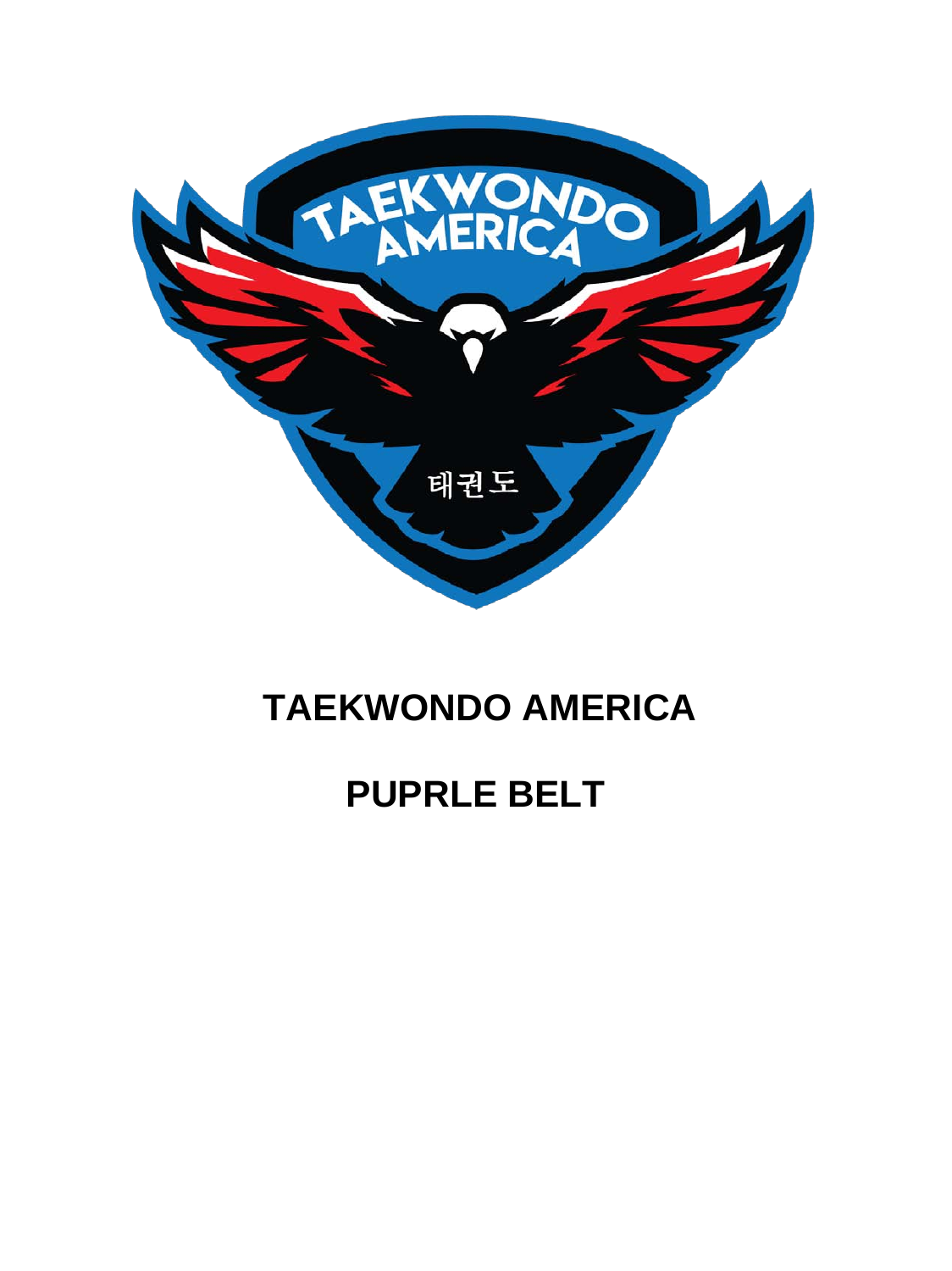# TAEKWONDO AMERICA

# PUPRLE BELT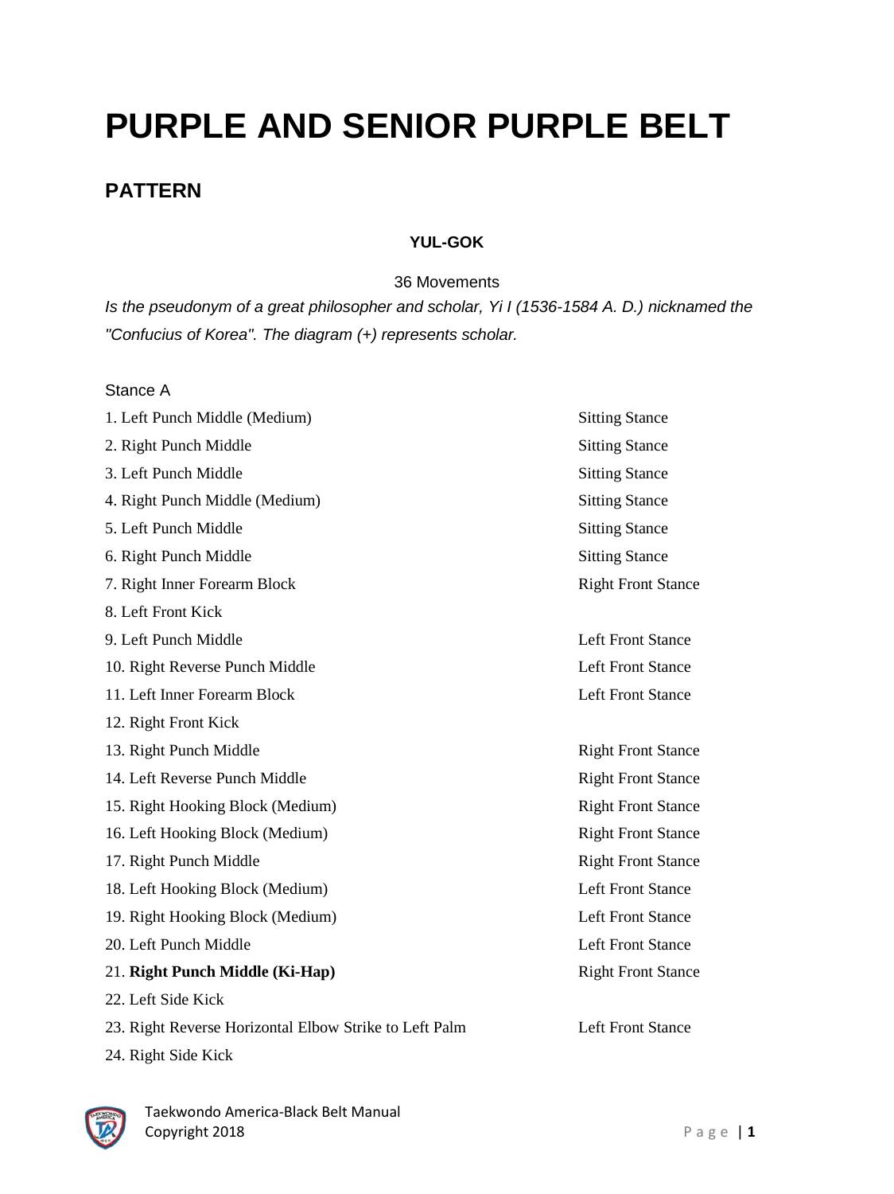# PURPLE AND SENIOR PURPLE BELT

## PATTERN

**YUL-GOK**

36 Movements

*Is the pseudonym of a great philosopher and scholar, Yi I (1536-1584 A. D.) nicknamed the "Confucius of Korea". The diagram (+) represents scholar.*

Stance A

| Movement | Stance |
| --- | --- |
| 1. Left Punch Middle (Medium) | Sitting Stance |
| 2. Right Punch Middle | Sitting Stance |
| 3. Left Punch Middle | Sitting Stance |
| 4. Right Punch Middle (Medium) | Sitting Stance |
| 5. Left Punch Middle | Sitting Stance |
| 6. Right Punch Middle | Sitting Stance |
| 7. Right Inner Forearm Block | Right Front Stance |
| 8. Left Front Kick | |
| 9. Left Punch Middle | Left Front Stance |
| 10. Right Reverse Punch Middle | Left Front Stance |
| 11. Left Inner Forearm Block | Left Front Stance |
| 12. Right Front Kick | |
| 13. Right Punch Middle | Right Front Stance |
| 14. Left Reverse Punch Middle | Right Front Stance |
| 15. Right Hooking Block (Medium) | Right Front Stance |
| 16. Left Hooking Block (Medium) | Right Front Stance |
| 17. Right Punch Middle | Right Front Stance |
| 18. Left Hooking Block (Medium) | Left Front Stance |
| 19. Right Hooking Block (Medium) | Left Front Stance |
| 20. Left Punch Middle | Left Front Stance |
| 21. **Right Punch Middle (Ki-Hap)** | Right Front Stance |
| 22. Left Side Kick | |
| 23. Right Reverse Horizontal Elbow Strike to Left Palm | Left Front Stance |
| 24. Right Side Kick | |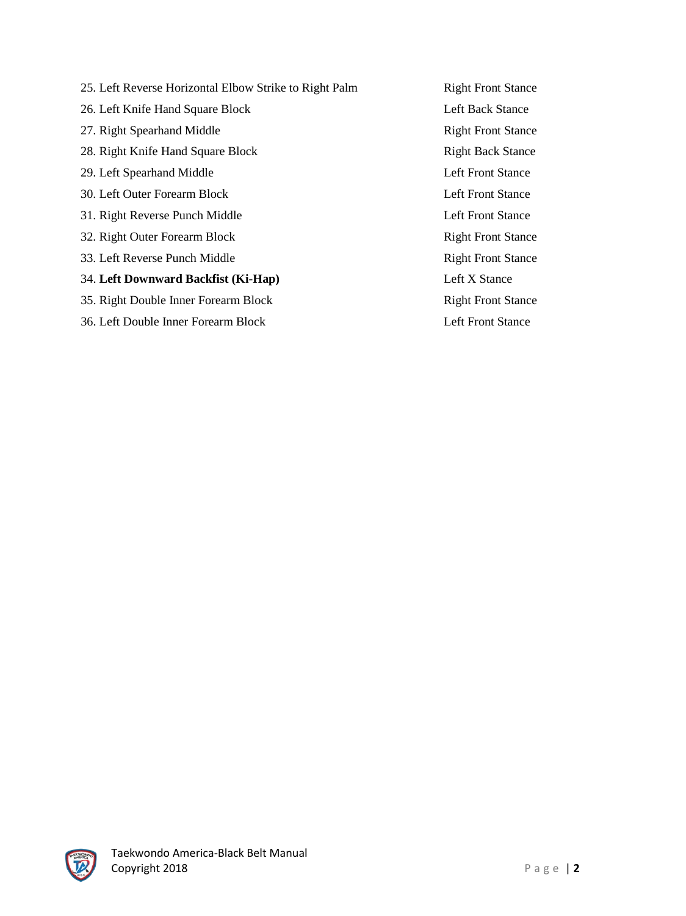| | |
|---|---|
| 25. Left Reverse Horizontal Elbow Strike to Right Palm | Right Front Stance |
| 26. Left Knife Hand Square Block | Left Back Stance |
| 27. Right Spearhand Middle | Right Front Stance |
| 28. Right Knife Hand Square Block | Right Back Stance |
| 29. Left Spearhand Middle | Left Front Stance |
| 30. Left Outer Forearm Block | Left Front Stance |
| 31. Right Reverse Punch Middle | Left Front Stance |
| 32. Right Outer Forearm Block | Right Front Stance |
| 33. Left Reverse Punch Middle | Right Front Stance |
| 34. **Left Downward Backfist (Ki-Hap)** | Left X Stance |
| 35. Right Double Inner Forearm Block | Right Front Stance |
| 36. Left Double Inner Forearm Block | Left Front Stance |